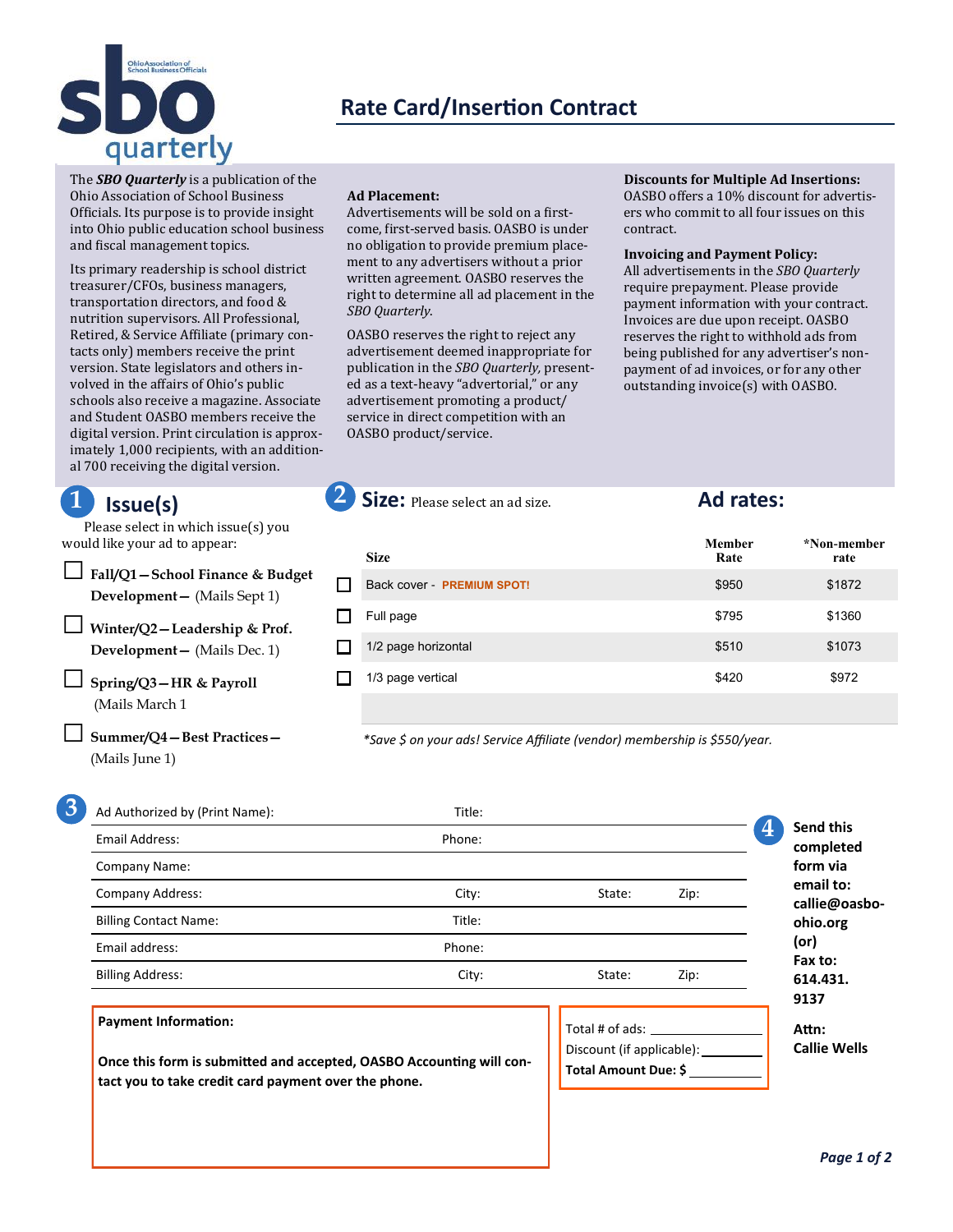sbo quarterly

Ohio Association of School Business Officials

# Rate Card/Insertion Contract

The ***SBO Quarterly*** is a publication of the Ohio Association of School Business Officials. Its purpose is to provide insight into Ohio public education school business and fiscal management topics.

Its primary readership is school district treasurer/CFOs, business managers, transportation directors, and food & nutrition supervisors. All Professional, Retired, & Service Affiliate (primary contacts only) members receive the print version. State legislators and others involved in the affairs of Ohio's public schools also receive a magazine. Associate and Student OASBO members receive the digital version. Print circulation is approximately 1,000 recipients, with an additional 700 receiving the digital version.

**Ad Placement:**
Advertisements will be sold on a first-come, first-served basis. OASBO is under no obligation to provide premium placement to any advertisers without a prior written agreement. OASBO reserves the right to determine all ad placement in the *SBO Quarterly.*

OASBO reserves the right to reject any advertisement deemed inappropriate for publication in the *SBO Quarterly,* presented as a text-heavy "advertorial," or any advertisement promoting a product/service in direct competition with an OASBO product/service.

**Discounts for Multiple Ad Insertions:**
OASBO offers a 10% discount for advertisers who commit to all four issues on this contract.

**Invoicing and Payment Policy:**
All advertisements in the *SBO Quarterly* require prepayment. Please provide payment information with your contract. Invoices are due upon receipt. OASBO reserves the right to withhold ads from being published for any advertiser's non-payment of ad invoices, or for any other outstanding invoice(s) with OASBO.

## 1 Issue(s)

Please select in which issue(s) you would like your ad to appear:

- ☐ **Fall/Q1—School Finance & Budget Development—** (Mails Sept 1)
- ☐ **Winter/Q2—Leadership & Prof. Development—** (Mails Dec. 1)
- ☐ **Spring/Q3—HR & Payroll** (Mails March 1
- ☐ **Summer/Q4—Best Practices—** (Mails June 1)

## 2 Size: Please select an ad size.

## Ad rates:

| | Size | Member Rate | *Non-member rate |
|---|---|---|---|
| ☐ | Back cover - **PREMIUM SPOT!** | $950 | $1872 |
| ☐ | Full page | $795 | $1360 |
| ☐ | 1/2 page horizontal | $510 | $1073 |
| ☐ | 1/3 page vertical | $420 | $972 |

*\*Save $ on your ads! Service Affiliate (vendor) membership is $550/year.*

## 3

| | | | |
|---|---|---|---|
| Ad Authorized by (Print Name): | Title: | | |
| Email Address: | Phone: | | |
| Company Name: | | | |
| Company Address: | City: | State: | Zip: |
| Billing Contact Name: | Title: | | |
| Email address: | Phone: | | |
| Billing Address: | City: | State: | Zip: |

**Payment Information:**

**Once this form is submitted and accepted, OASBO Accounting will contact you to take credit card payment over the phone.**

Total # of ads: ______________
Discount (if applicable): __________
**Total Amount Due: $** __________

## 4

**Send this completed form via email to: callie@oasbo-ohio.org (or) Fax to: 614.431.9137**

**Attn: Callie Wells**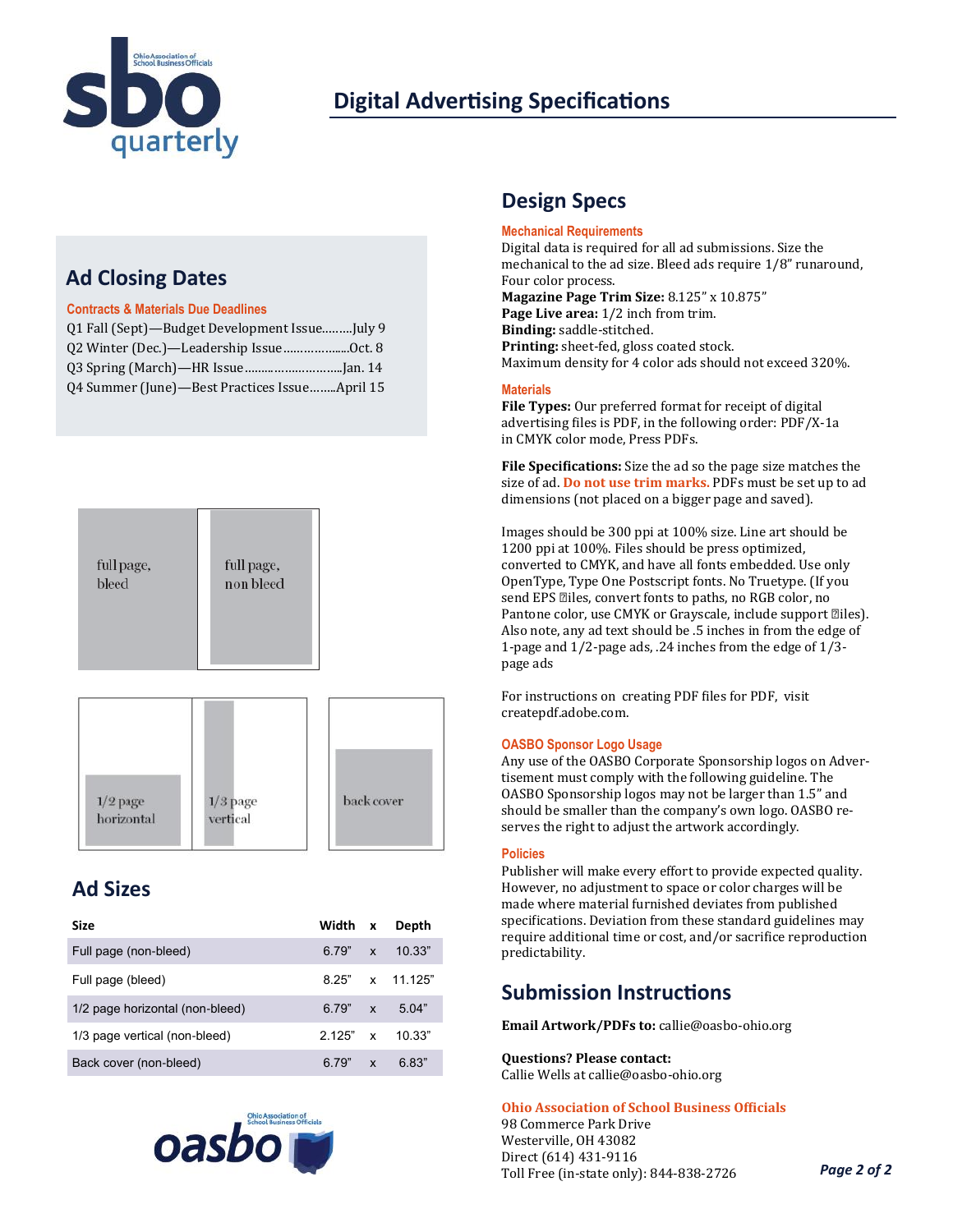# sbo quarterly

## Digital Advertising Specifications

## Ad Closing Dates

**Contracts & Materials Due Deadlines**

Q1 Fall (Sept)—Budget Development Issue………July 9
Q2 Winter (Dec.)—Leadership Issue………………..Oct. 8
Q3 Spring (March)—HR Issue………………………..Jan. 14
Q4 Summer (June)—Best Practices Issue……..April 15

full page, bleed

full page, non bleed

1/2 page horizontal

1/3 page vertical

back cover

## Ad Sizes

| Size | Width | x | Depth |
|---|---|---|---|
| Full page (non-bleed) | 6.79" | x | 10.33" |
| Full page (bleed) | 8.25" | x | 11.125" |
| 1/2 page horizontal (non-bleed) | 6.79" | x | 5.04" |
| 1/3 page vertical (non-bleed) | 2.125" | x | 10.33" |
| Back cover (non-bleed) | 6.79" | x | 6.83" |

oasbo

## Design Specs

**Mechanical Requirements**

Digital data is required for all ad submissions. Size the mechanical to the ad size. Bleed ads require 1/8" runaround, Four color process.
**Magazine Page Trim Size:** 8.125" x 10.875"
**Page Live area:** 1/2 inch from trim.
**Binding:** saddle-stitched.
**Printing:** sheet-fed, gloss coated stock.
Maximum density for 4 color ads should not exceed 320%.

**Materials**

**File Types:** Our preferred format for receipt of digital advertising files is PDF, in the following order: PDF/X-1a in CMYK color mode, Press PDFs.

**File Specifications:** Size the ad so the page size matches the size of ad. **Do not use trim marks.** PDFs must be set up to ad dimensions (not placed on a bigger page and saved).

Images should be 300 ppi at 100% size. Line art should be 1200 ppi at 100%. Files should be press optimized, converted to CMYK, and have all fonts embedded. Use only OpenType, Type One Postscript fonts. No Truetype. (If you send EPS files, convert fonts to paths, no RGB color, no Pantone color, use CMYK or Grayscale, include support files). Also note, any ad text should be .5 inches in from the edge of 1-page and 1/2-page ads, .24 inches from the edge of 1/3-page ads

For instructions on creating PDF files for PDF, visit createpdf.adobe.com.

**OASBO Sponsor Logo Usage**

Any use of the OASBO Corporate Sponsorship logos on Advertisement must comply with the following guideline. The OASBO Sponsorship logos may not be larger than 1.5" and should be smaller than the company's own logo. OASBO reserves the right to adjust the artwork accordingly.

**Policies**

Publisher will make every effort to provide expected quality. However, no adjustment to space or color charges will be made where material furnished deviates from published specifications. Deviation from these standard guidelines may require additional time or cost, and/or sacrifice reproduction predictability.

## Submission Instructions

**Email Artwork/PDFs to:** callie@oasbo-ohio.org

**Questions? Please contact:**
Callie Wells at callie@oasbo-ohio.org

**Ohio Association of School Business Officials**
98 Commerce Park Drive
Westerville, OH 43082
Direct (614) 431-9116
Toll Free (in-state only): 844-838-2726